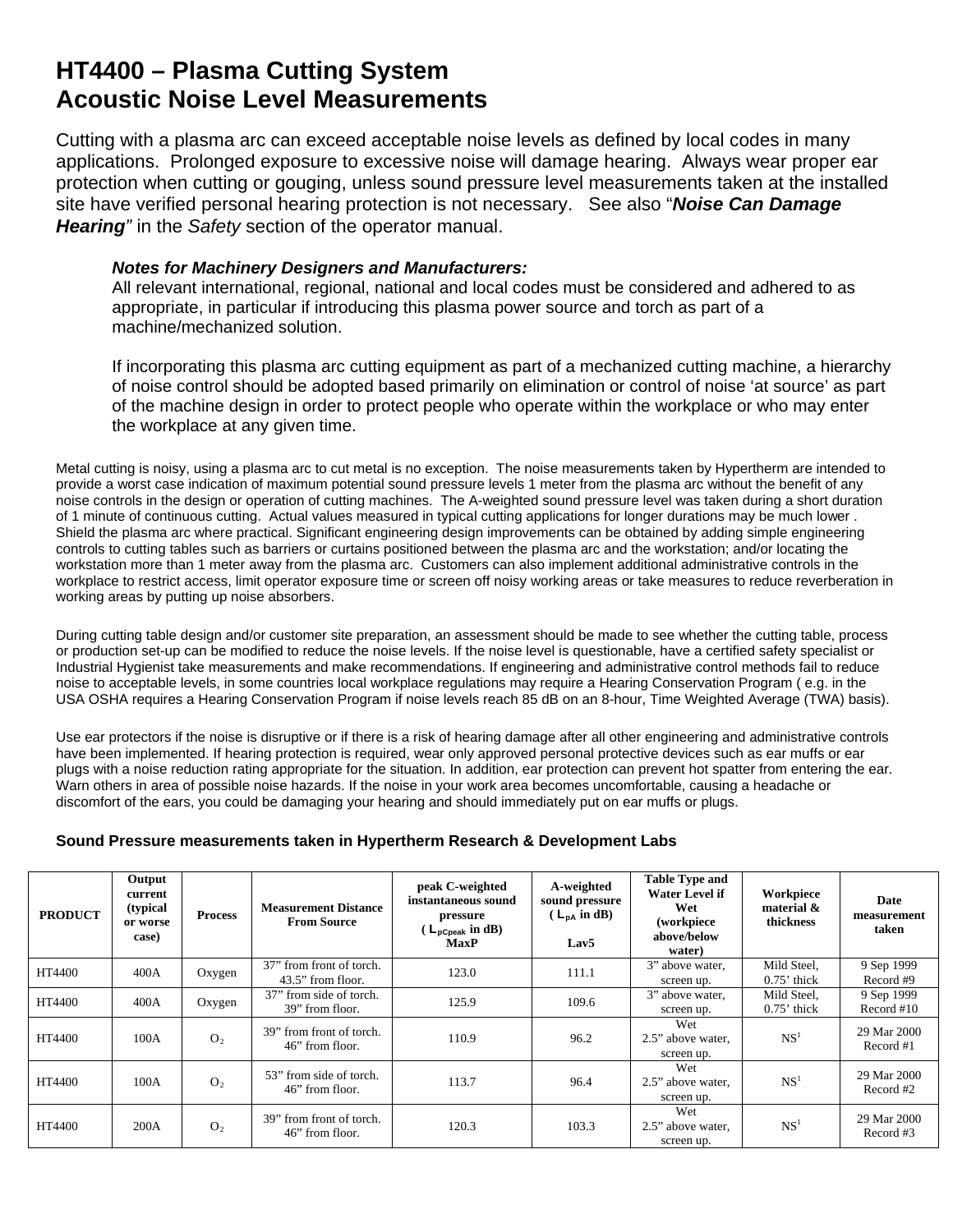# HT4400 – Plasma Cutting System
# Acoustic Noise Level Measurements

Cutting with a plasma arc can exceed acceptable noise levels as defined by local codes in many applications. Prolonged exposure to excessive noise will damage hearing. Always wear proper ear protection when cutting or gouging, unless sound pressure level measurements taken at the installed site have verified personal hearing protection is not necessary. See also "***Noise Can Damage Hearing***" in the *Safety* section of the operator manual.

> ***Notes for Machinery Designers and Manufacturers:***
> All relevant international, regional, national and local codes must be considered and adhered to as appropriate, in particular if introducing this plasma power source and torch as part of a machine/mechanized solution.
>
> If incorporating this plasma arc cutting equipment as part of a mechanized cutting machine, a hierarchy of noise control should be adopted based primarily on elimination or control of noise 'at source' as part of the machine design in order to protect people who operate within the workplace or who may enter the workplace at any given time.

Metal cutting is noisy, using a plasma arc to cut metal is no exception. The noise measurements taken by Hypertherm are intended to provide a worst case indication of maximum potential sound pressure levels 1 meter from the plasma arc without the benefit of any noise controls in the design or operation of cutting machines. The A-weighted sound pressure level was taken during a short duration of 1 minute of continuous cutting. Actual values measured in typical cutting applications for longer durations may be much lower . Shield the plasma arc where practical. Significant engineering design improvements can be obtained by adding simple engineering controls to cutting tables such as barriers or curtains positioned between the plasma arc and the workstation; and/or locating the workstation more than 1 meter away from the plasma arc. Customers can also implement additional administrative controls in the workplace to restrict access, limit operator exposure time or screen off noisy working areas or take measures to reduce reverberation in working areas by putting up noise absorbers.

During cutting table design and/or customer site preparation, an assessment should be made to see whether the cutting table, process or production set-up can be modified to reduce the noise levels. If the noise level is questionable, have a certified safety specialist or Industrial Hygienist take measurements and make recommendations. If engineering and administrative control methods fail to reduce noise to acceptable levels, in some countries local workplace regulations may require a Hearing Conservation Program ( e.g. in the USA OSHA requires a Hearing Conservation Program if noise levels reach 85 dB on an 8-hour, Time Weighted Average (TWA) basis).

Use ear protectors if the noise is disruptive or if there is a risk of hearing damage after all other engineering and administrative controls have been implemented. If hearing protection is required, wear only approved personal protective devices such as ear muffs or ear plugs with a noise reduction rating appropriate for the situation. In addition, ear protection can prevent hot spatter from entering the ear. Warn others in area of possible noise hazards. If the noise in your work area becomes uncomfortable, causing a headache or discomfort of the ears, you could be damaging your hearing and should immediately put on ear muffs or plugs.

**Sound Pressure measurements taken in Hypertherm Research & Development Labs**

| PRODUCT | Output current (typical or worse case) | Process | Measurement Distance From Source | peak C-weighted instantaneous sound pressure ( $L_{pCpeak}$ in dB) MaxP | A-weighted sound pressure ( $L_{pA}$ in dB) Lav5 | Table Type and Water Level if Wet (workpiece above/below water) | Workpiece material & thickness | Date measurement taken |
|---|---|---|---|---|---|---|---|---|
| HT4400 | 400A | Oxygen | 37" from front of torch. 43.5" from floor. | 123.0 | 111.1 | 3" above water, screen up. | Mild Steel, 0.75' thick | 9 Sep 1999 Record #9 |
| HT4400 | 400A | Oxygen | 37" from side of torch. 39" from floor. | 125.9 | 109.6 | 3" above water, screen up. | Mild Steel, 0.75' thick | 9 Sep 1999 Record #10 |
| HT4400 | 100A | $O_2$ | 39" from front of torch. 46" from floor. | 110.9 | 96.2 | Wet 2.5" above water, screen up. | NS[1] | 29 Mar 2000 Record #1 |
| HT4400 | 100A | $O_2$ | 53" from side of torch. 46" from floor. | 113.7 | 96.4 | Wet 2.5" above water, screen up. | NS[1] | 29 Mar 2000 Record #2 |
| HT4400 | 200A | $O_2$ | 39" from front of torch. 46" from floor. | 120.3 | 103.3 | Wet 2.5" above water, screen up. | NS[1] | 29 Mar 2000 Record #3 |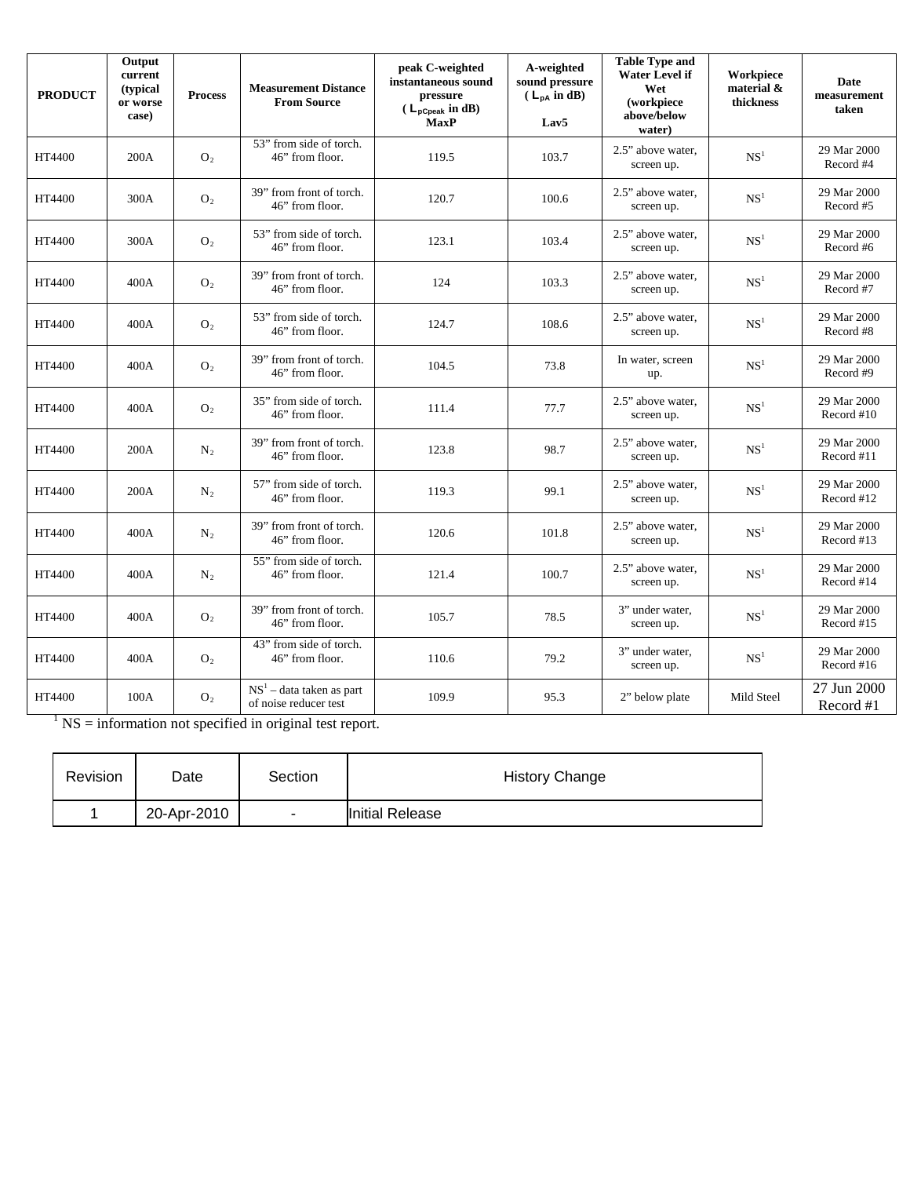| PRODUCT | Output current (typical or worse case) | Process | Measurement Distance From Source | peak C-weighted instantaneous sound pressure ( $L_{pCpeak}$ in dB) MaxP | A-weighted sound pressure ( $L_{pA}$ in dB) Lav5 | Table Type and Water Level if Wet (workpiece above/below water) | Workpiece material & thickness | Date measurement taken |
|---|---|---|---|---|---|---|---|---|
| HT4400 | 200A | $O_2$ | 53" from side of torch. 46" from floor. | 119.5 | 103.7 | 2.5" above water, screen up. | NS[1] | 29 Mar 2000 Record #4 |
| HT4400 | 300A | $O_2$ | 39" from front of torch. 46" from floor. | 120.7 | 100.6 | 2.5" above water, screen up. | NS[1] | 29 Mar 2000 Record #5 |
| HT4400 | 300A | $O_2$ | 53" from side of torch. 46" from floor. | 123.1 | 103.4 | 2.5" above water, screen up. | NS[1] | 29 Mar 2000 Record #6 |
| HT4400 | 400A | $O_2$ | 39" from front of torch. 46" from floor. | 124 | 103.3 | 2.5" above water, screen up. | NS[1] | 29 Mar 2000 Record #7 |
| HT4400 | 400A | $O_2$ | 53" from side of torch. 46" from floor. | 124.7 | 108.6 | 2.5" above water, screen up. | NS[1] | 29 Mar 2000 Record #8 |
| HT4400 | 400A | $O_2$ | 39" from front of torch. 46" from floor. | 104.5 | 73.8 | In water, screen up. | NS[1] | 29 Mar 2000 Record #9 |
| HT4400 | 400A | $O_2$ | 35" from side of torch. 46" from floor. | 111.4 | 77.7 | 2.5" above water, screen up. | NS[1] | 29 Mar 2000 Record #10 |
| HT4400 | 200A | $N_2$ | 39" from front of torch. 46" from floor. | 123.8 | 98.7 | 2.5" above water, screen up. | NS[1] | 29 Mar 2000 Record #11 |
| HT4400 | 200A | $N_2$ | 57" from side of torch. 46" from floor. | 119.3 | 99.1 | 2.5" above water, screen up. | NS[1] | 29 Mar 2000 Record #12 |
| HT4400 | 400A | $N_2$ | 39" from front of torch. 46" from floor. | 120.6 | 101.8 | 2.5" above water, screen up. | NS[1] | 29 Mar 2000 Record #13 |
| HT4400 | 400A | $N_2$ | 55" from side of torch. 46" from floor. | 121.4 | 100.7 | 2.5" above water, screen up. | NS[1] | 29 Mar 2000 Record #14 |
| HT4400 | 400A | $O_2$ | 39" from front of torch. 46" from floor. | 105.7 | 78.5 | 3" under water, screen up. | NS[1] | 29 Mar 2000 Record #15 |
| HT4400 | 400A | $O_2$ | 43" from side of torch. 46" from floor. | 110.6 | 79.2 | 3" under water, screen up. | NS[1] | 29 Mar 2000 Record #16 |
| HT4400 | 100A | $O_2$ | NS[1] – data taken as part of noise reducer test | 109.9 | 95.3 | 2" below plate | Mild Steel | 27 Jun 2000 Record #1 |

[1] NS = information not specified in original test report.

| Revision | Date | Section | History Change |
|---|---|---|---|
| 1 | 20-Apr-2010 | - | Initial Release |